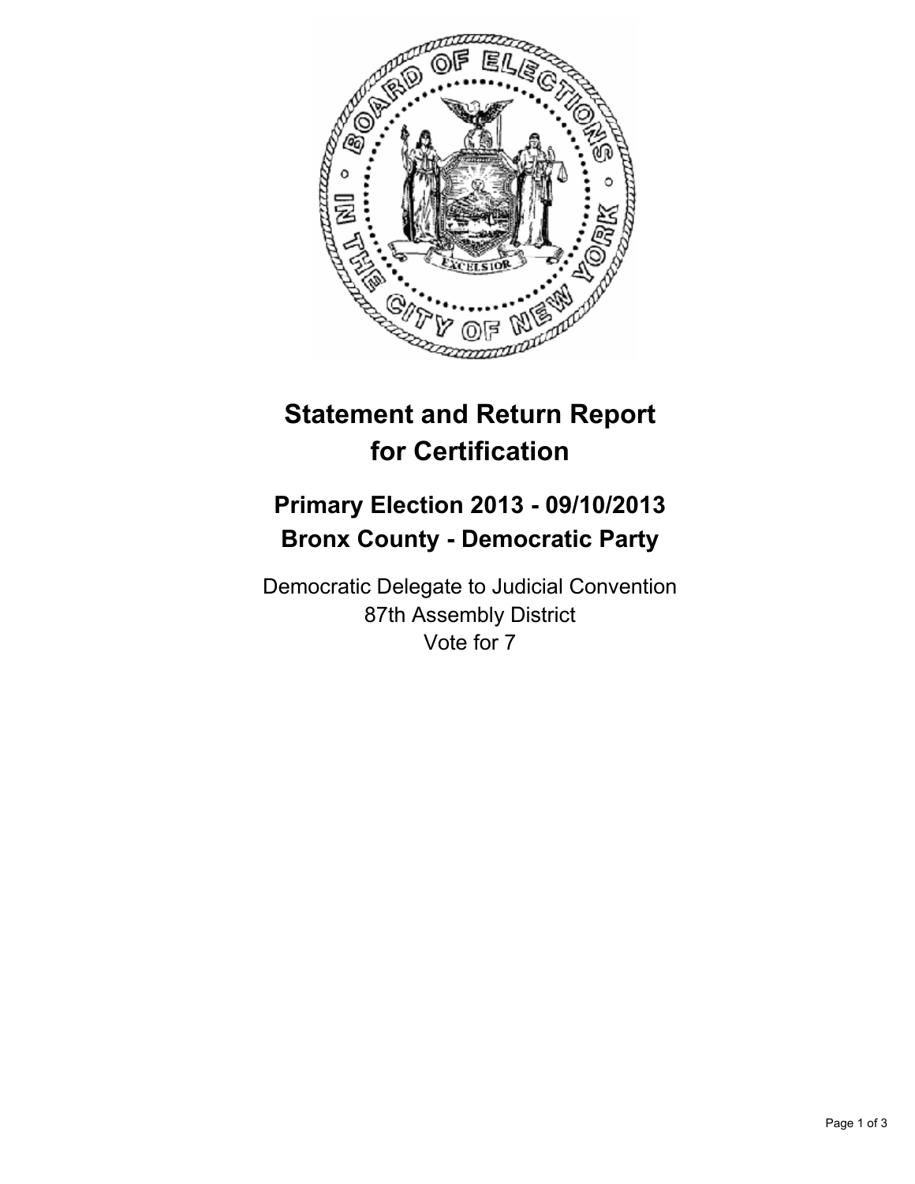# Statement and Return Report for Certification

## Primary Election 2013 - 09/10/2013
## Bronx County - Democratic Party

Democratic Delegate to Judicial Convention
87th Assembly District
Vote for 7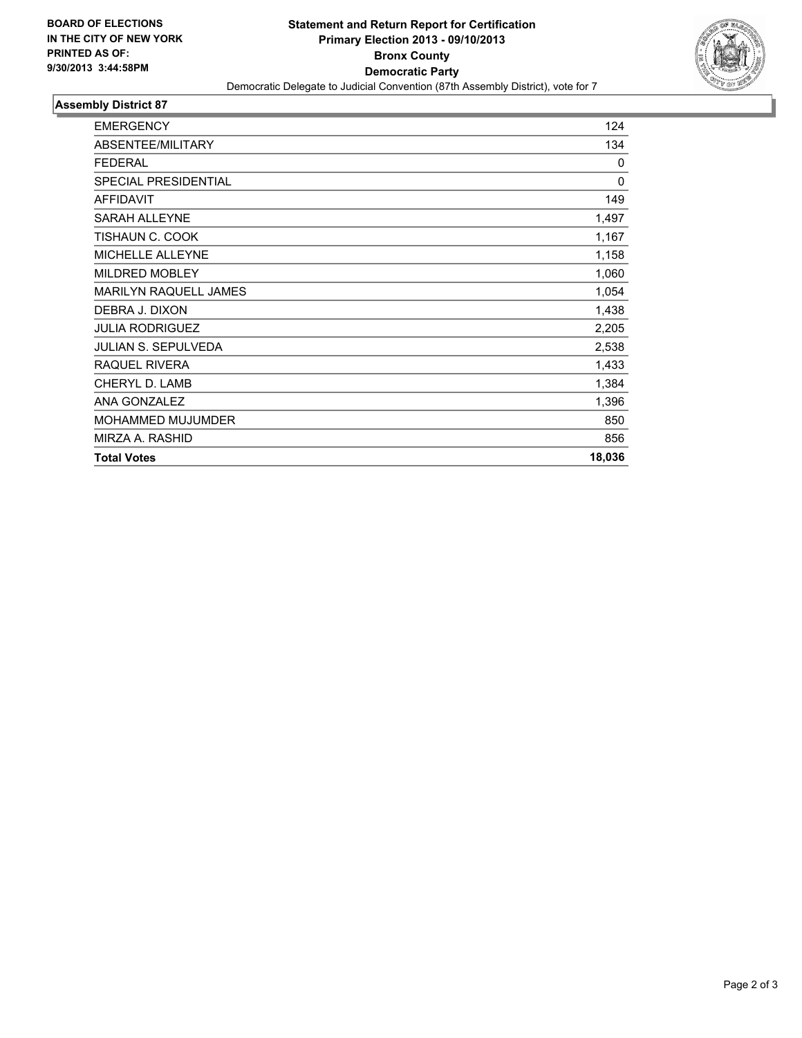**BOARD OF ELECTIONS IN THE CITY OF NEW YORK PRINTED AS OF: 9/30/2013 3:44:58PM**

# Statement and Return Report for Certification
## Primary Election 2013 - 09/10/2013
## Bronx County
## Democratic Party

Democratic Delegate to Judicial Convention (87th Assembly District), vote for 7

### Assembly District 87

| | |
|---|---|
| EMERGENCY | 124 |
| ABSENTEE/MILITARY | 134 |
| FEDERAL | 0 |
| SPECIAL PRESIDENTIAL | 0 |
| AFFIDAVIT | 149 |
| SARAH ALLEYNE | 1,497 |
| TISHAUN C. COOK | 1,167 |
| MICHELLE ALLEYNE | 1,158 |
| MILDRED MOBLEY | 1,060 |
| MARILYN RAQUELL JAMES | 1,054 |
| DEBRA J. DIXON | 1,438 |
| JULIA RODRIGUEZ | 2,205 |
| JULIAN S. SEPULVEDA | 2,538 |
| RAQUEL RIVERA | 1,433 |
| CHERYL D. LAMB | 1,384 |
| ANA GONZALEZ | 1,396 |
| MOHAMMED MUJUMDER | 850 |
| MIRZA A. RASHID | 856 |
| **Total Votes** | **18,036** |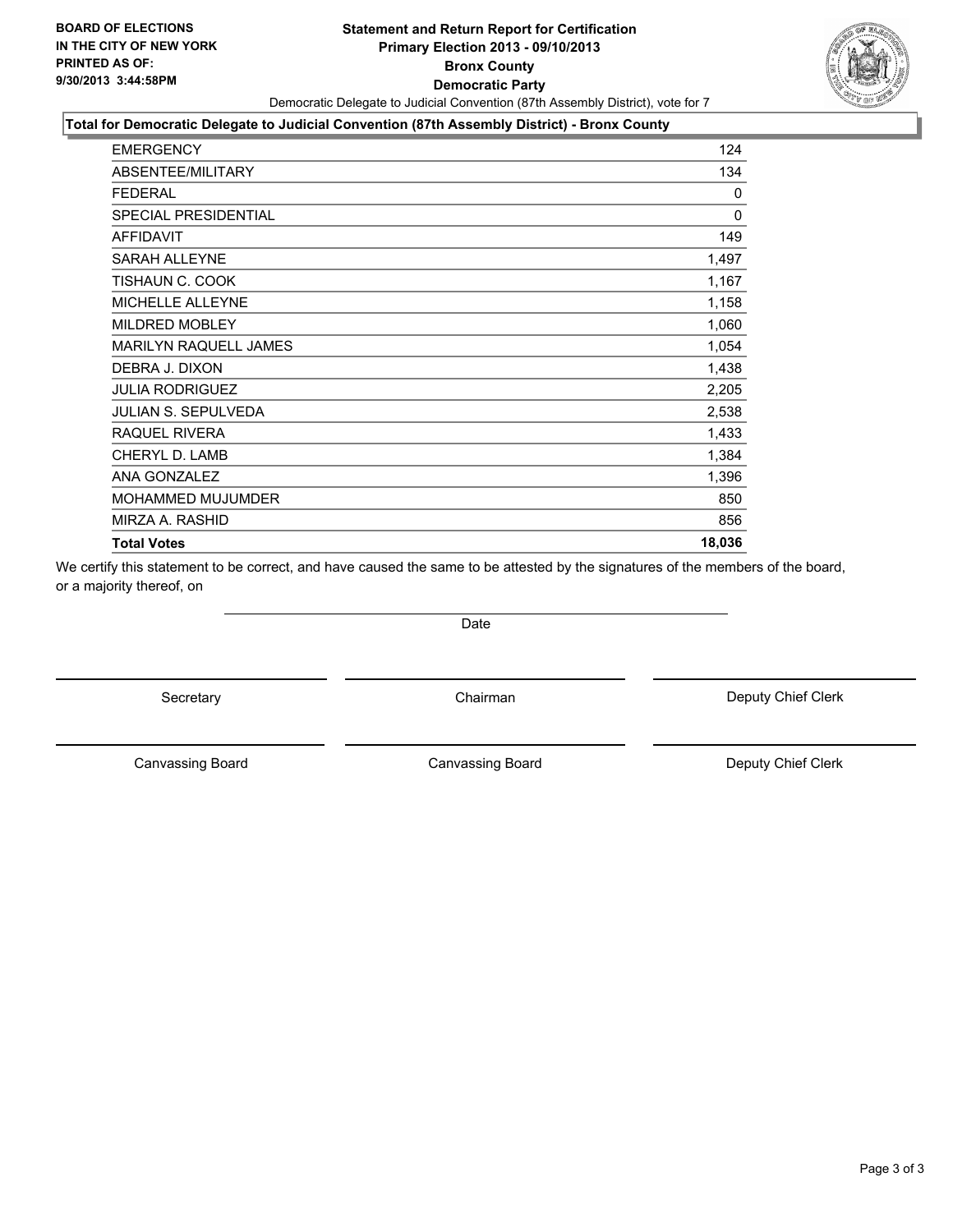**BOARD OF ELECTIONS IN THE CITY OF NEW YORK PRINTED AS OF: 9/30/2013 3:44:58PM**

**Statement and Return Report for Certification**
**Primary Election 2013 - 09/10/2013**
**Bronx County**
**Democratic Party**

Democratic Delegate to Judicial Convention (87th Assembly District), vote for 7

**Total for Democratic Delegate to Judicial Convention (87th Assembly District) - Bronx County**

| | |
|---|---|
| EMERGENCY | 124 |
| ABSENTEE/MILITARY | 134 |
| FEDERAL | 0 |
| SPECIAL PRESIDENTIAL | 0 |
| AFFIDAVIT | 149 |
| SARAH ALLEYNE | 1,497 |
| TISHAUN C. COOK | 1,167 |
| MICHELLE ALLEYNE | 1,158 |
| MILDRED MOBLEY | 1,060 |
| MARILYN RAQUELL JAMES | 1,054 |
| DEBRA J. DIXON | 1,438 |
| JULIA RODRIGUEZ | 2,205 |
| JULIAN S. SEPULVEDA | 2,538 |
| RAQUEL RIVERA | 1,433 |
| CHERYL D. LAMB | 1,384 |
| ANA GONZALEZ | 1,396 |
| MOHAMMED MUJUMDER | 850 |
| MIRZA A. RASHID | 856 |
| **Total Votes** | **18,036** |

We certify this statement to be correct, and have caused the same to be attested by the signatures of the members of the board, or a majority thereof, on

Date

Secretary | Chairman | Deputy Chief Clerk

Canvassing Board | Canvassing Board | Deputy Chief Clerk